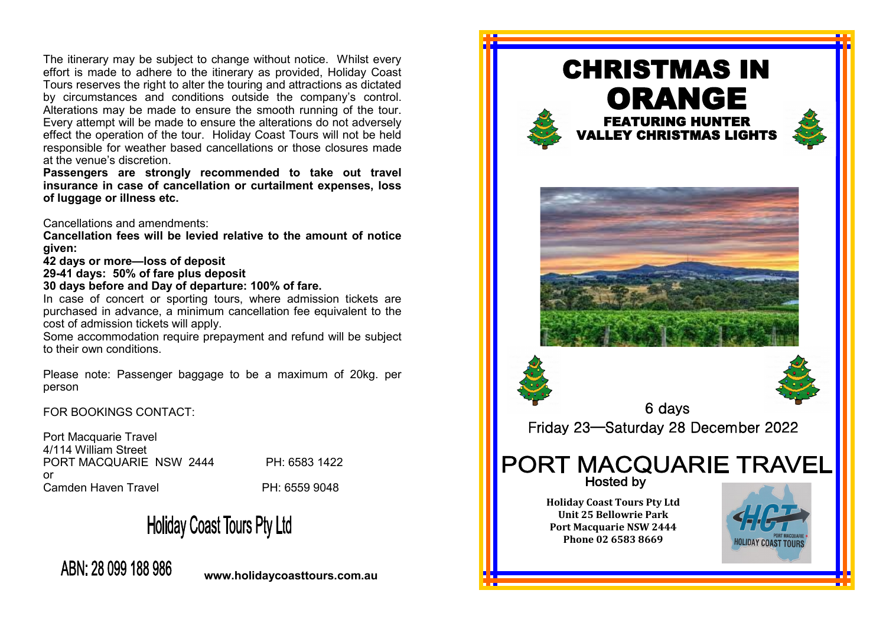The itinerary may be subject to change without notice. Whilst every effort is made to adhere to the itinerary as provided, Holiday Coast Tours reserves the right to alter the touring and attractions as dictated by circumstances and conditions outside the company's control. Alterations may be made to ensure the smooth running of the tour. Every attempt will be made to ensure the alterations do not adversely effect the operation of the tour. Holiday Coast Tours will not be held responsible for weather based cancellations or those closures made at the venue's discretion.

**Passengers are strongly recommended to take out travel insurance in case of cancellation or curtailment expenses, loss of luggage or illness etc.**

Cancellations and amendments:

**Cancellation fees will be levied relative to the amount of notice given:**

**42 days or more—loss of deposit**

**29-41 days: 50% of fare plus deposit**

**30 days before and Day of departure: 100% of fare.**

In case of concert or sporting tours, where admission tickets are purchased in advance, a minimum cancellation fee equivalent to the cost of admission tickets will apply.

Some accommodation require prepayment and refund will be subject to their own conditions.

Please note: Passenger baggage to be a maximum of 20kg. per person

FOR BOOKINGS CONTACT:

Port Macquarie Travel
4/114 William Street
PORT MACQUARIE NSW 2444 PH: 6583 1422
or
Camden Haven Travel PH: 6559 9048

## Holiday Coast Tours Pty Ltd

ABN: 28 099 188 986

**www.holidaycoasttours.com.au**

# CHRISTMAS IN ORANGE

## FEATURING HUNTER VALLEY CHRISTMAS LIGHTS

6 days

Friday 23—Saturday 28 December 2022

## PORT MACQUARIE TRAVEL

Hosted by

**Holiday Coast Tours Pty Ltd**
**Unit 25 Bellowrie Park**
**Port Macquarie NSW 2444**
**Phone 02 6583 8669**

HOLIDAY COAST TOURS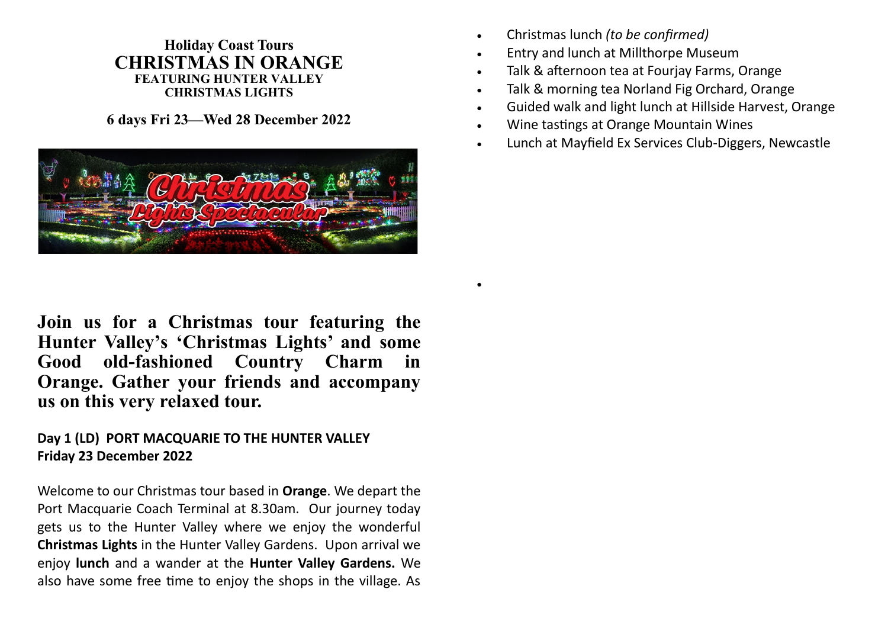**Holiday Coast Tours**

# CHRISTMAS IN ORANGE

**FEATURING HUNTER VALLEY CHRISTMAS LIGHTS**

**6 days Fri 23—Wed 28 December 2022**

**Join us for a Christmas tour featuring the Hunter Valley's 'Christmas Lights' and some Good old-fashioned Country Charm in Orange. Gather your friends and accompany us on this very relaxed tour.**

**Day 1 (LD) PORT MACQUARIE TO THE HUNTER VALLEY**
**Friday 23 December 2022**

Welcome to our Christmas tour based in **Orange**. We depart the Port Macquarie Coach Terminal at 8.30am. Our journey today gets us to the Hunter Valley where we enjoy the wonderful **Christmas Lights** in the Hunter Valley Gardens. Upon arrival we enjoy **lunch** and a wander at the **Hunter Valley Gardens.** We also have some free time to enjoy the shops in the village. As

- Christmas lunch *(to be confirmed)*
- Entry and lunch at Millthorpe Museum
- Talk & afternoon tea at Fourjay Farms, Orange
- Talk & morning tea Norland Fig Orchard, Orange
- Guided walk and light lunch at Hillside Harvest, Orange
- Wine tastings at Orange Mountain Wines
- Lunch at Mayfield Ex Services Club-Diggers, Newcastle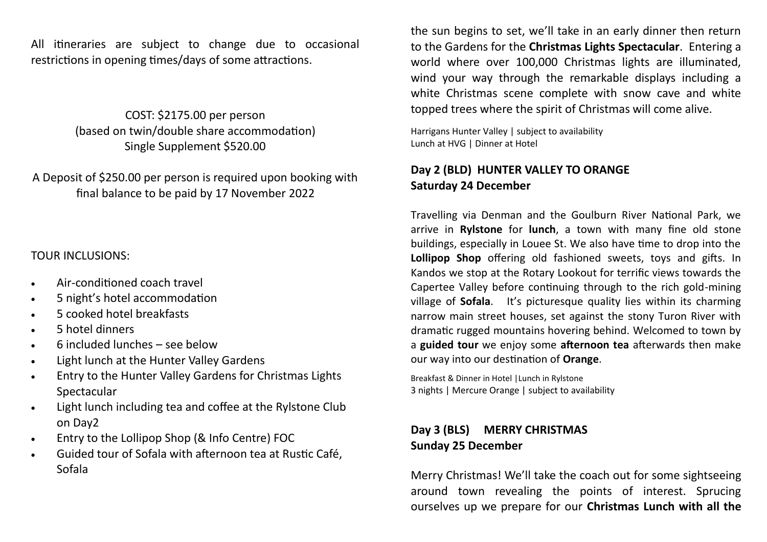All itineraries are subject to change due to occasional restrictions in opening times/days of some attractions.

COST: $2175.00 per person
(based on twin/double share accommodation)
Single Supplement $520.00

A Deposit of $250.00 per person is required upon booking with final balance to be paid by 17 November 2022

TOUR INCLUSIONS:

- Air-conditioned coach travel
- 5 night's hotel accommodation
- 5 cooked hotel breakfasts
- 5 hotel dinners
- 6 included lunches – see below
- Light lunch at the Hunter Valley Gardens
- Entry to the Hunter Valley Gardens for Christmas Lights Spectacular
- Light lunch including tea and coffee at the Rylstone Club on Day2
- Entry to the Lollipop Shop (& Info Centre) FOC
- Guided tour of Sofala with afternoon tea at Rustic Café, Sofala

the sun begins to set, we'll take in an early dinner then return to the Gardens for the **Christmas Lights Spectacular**. Entering a world where over 100,000 Christmas lights are illuminated, wind your way through the remarkable displays including a white Christmas scene complete with snow cave and white topped trees where the spirit of Christmas will come alive.

Harrigans Hunter Valley | subject to availability
Lunch at HVG | Dinner at Hotel

## Day 2 (BLD) HUNTER VALLEY TO ORANGE
## Saturday 24 December

Travelling via Denman and the Goulburn River National Park, we arrive in **Rylstone** for **lunch**, a town with many fine old stone buildings, especially in Louee St. We also have time to drop into the **Lollipop Shop** offering old fashioned sweets, toys and gifts. In Kandos we stop at the Rotary Lookout for terrific views towards the Capertee Valley before continuing through to the rich gold-mining village of **Sofala**. It's picturesque quality lies within its charming narrow main street houses, set against the stony Turon River with dramatic rugged mountains hovering behind. Welcomed to town by a **guided tour** we enjoy some **afternoon tea** afterwards then make our way into our destination of **Orange**.

Breakfast & Dinner in Hotel |Lunch in Rylstone
3 nights | Mercure Orange | subject to availability

## Day 3 (BLS) MERRY CHRISTMAS
## Sunday 25 December

Merry Christmas! We'll take the coach out for some sightseeing around town revealing the points of interest. Sprucing ourselves up we prepare for our **Christmas Lunch with all the**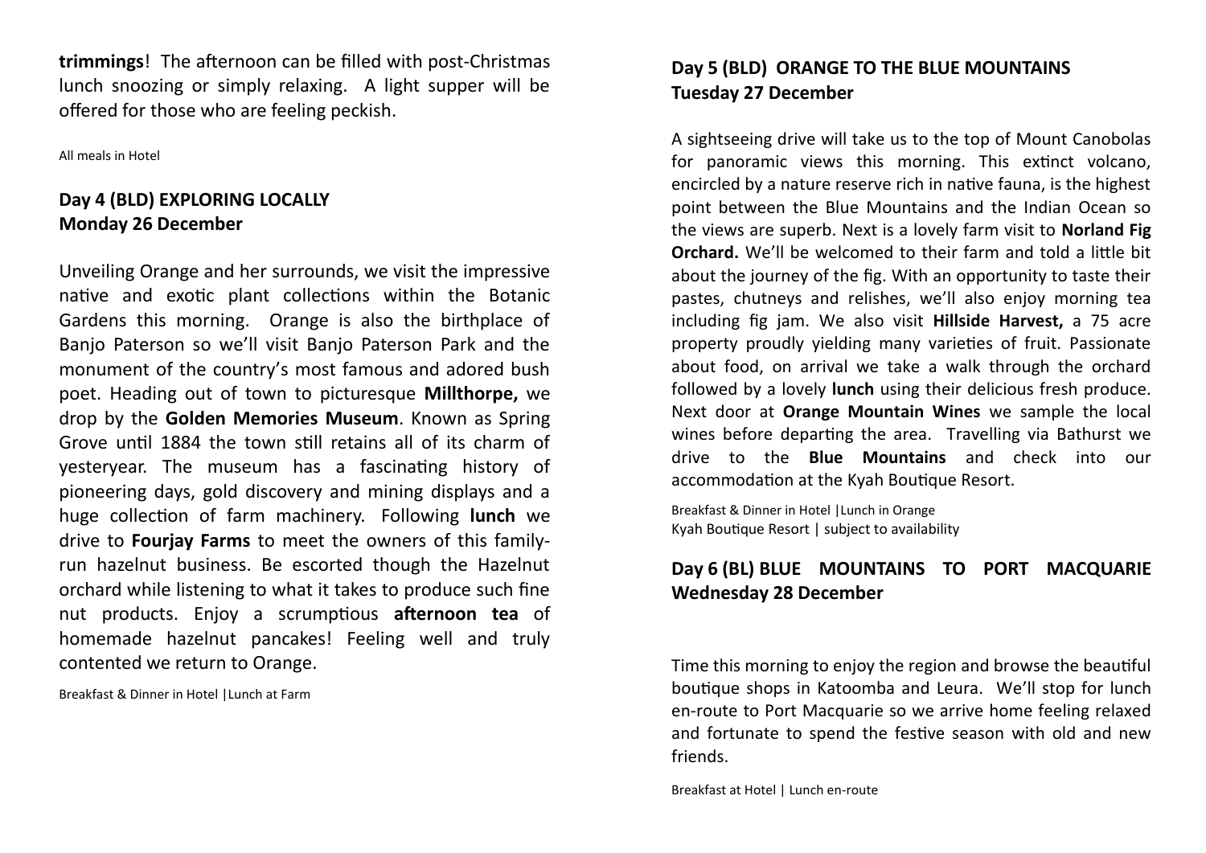**trimmings**! The afternoon can be filled with post-Christmas lunch snoozing or simply relaxing. A light supper will be offered for those who are feeling peckish.

All meals in Hotel

## Day 4 (BLD) EXPLORING LOCALLY
## Monday 26 December

Unveiling Orange and her surrounds, we visit the impressive native and exotic plant collections within the Botanic Gardens this morning. Orange is also the birthplace of Banjo Paterson so we'll visit Banjo Paterson Park and the monument of the country's most famous and adored bush poet. Heading out of town to picturesque **Millthorpe,** we drop by the **Golden Memories Museum**. Known as Spring Grove until 1884 the town still retains all of its charm of yesteryear. The museum has a fascinating history of pioneering days, gold discovery and mining displays and a huge collection of farm machinery. Following **lunch** we drive to **Fourjay Farms** to meet the owners of this family-run hazelnut business. Be escorted though the Hazelnut orchard while listening to what it takes to produce such fine nut products. Enjoy a scrumptious **afternoon tea** of homemade hazelnut pancakes! Feeling well and truly contented we return to Orange.

Breakfast & Dinner in Hotel |Lunch at Farm

## Day 5 (BLD) ORANGE TO THE BLUE MOUNTAINS
## Tuesday 27 December

A sightseeing drive will take us to the top of Mount Canobolas for panoramic views this morning. This extinct volcano, encircled by a nature reserve rich in native fauna, is the highest point between the Blue Mountains and the Indian Ocean so the views are superb. Next is a lovely farm visit to **Norland Fig Orchard.** We'll be welcomed to their farm and told a little bit about the journey of the fig. With an opportunity to taste their pastes, chutneys and relishes, we'll also enjoy morning tea including fig jam. We also visit **Hillside Harvest,** a 75 acre property proudly yielding many varieties of fruit. Passionate about food, on arrival we take a walk through the orchard followed by a lovely **lunch** using their delicious fresh produce. Next door at **Orange Mountain Wines** we sample the local wines before departing the area. Travelling via Bathurst we drive to the **Blue Mountains** and check into our accommodation at the Kyah Boutique Resort.

Breakfast & Dinner in Hotel |Lunch in Orange
Kyah Boutique Resort | subject to availability

## Day 6 (BL) BLUE MOUNTAINS TO PORT MACQUARIE
## Wednesday 28 December

Time this morning to enjoy the region and browse the beautiful boutique shops in Katoomba and Leura. We'll stop for lunch en-route to Port Macquarie so we arrive home feeling relaxed and fortunate to spend the festive season with old and new friends.

Breakfast at Hotel | Lunch en-route